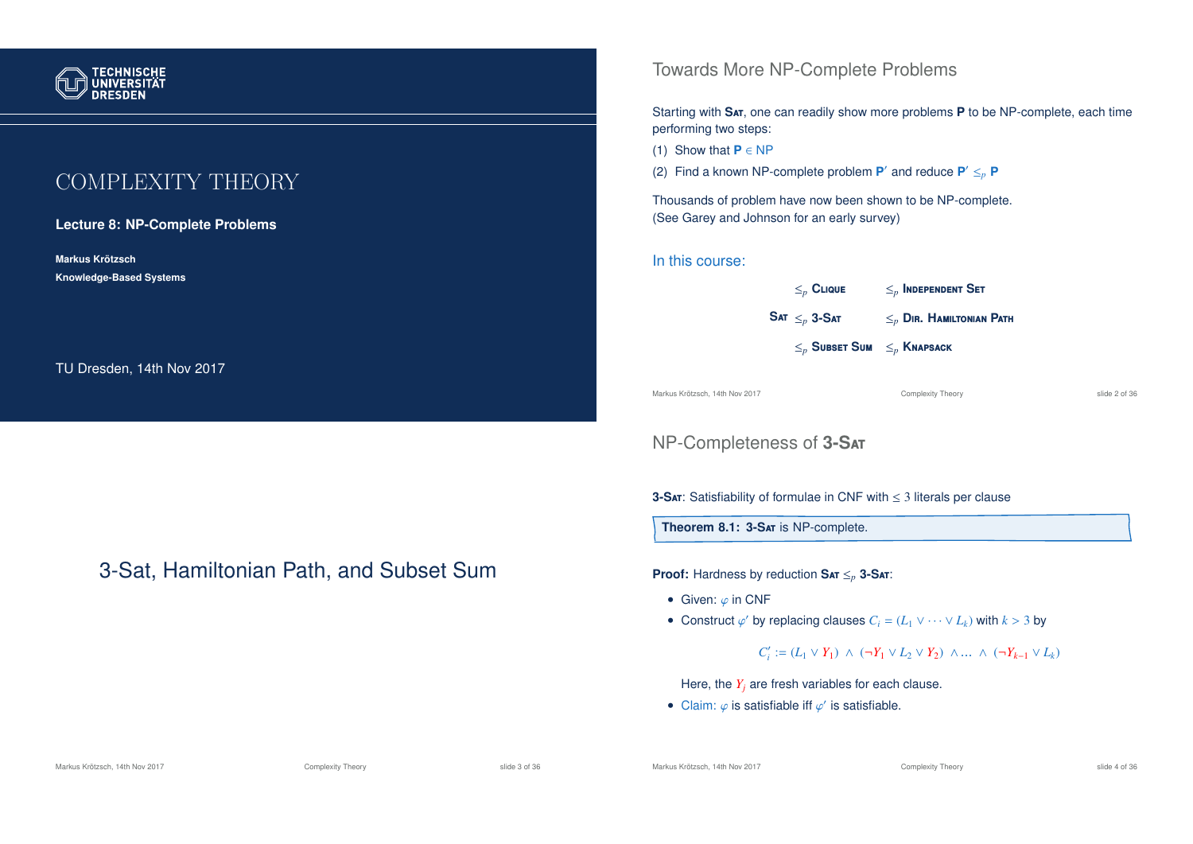# COMPLEXITY THEORY

**Lecture 8: NP-Complete Problems**

**Markus Krötzsch**
**Knowledge-Based Systems**

TU Dresden, 14th Nov 2017

## Towards More NP-Complete Problems

Starting with **Sat**, one can readily show more problems **P** to be NP-complete, each time performing two steps:

(1) Show that **P** $\in$ NP

(2) Find a known NP-complete problem **P′** and reduce **P′** $\leq_p$ **P**

Thousands of problem have now been shown to be NP-complete.
(See Garey and Johnson for an early survey)

### In this course:

| | | |
|---|---|---|
| | $\leq_p$ **Clique** | $\leq_p$ **Independent Set** |
| **Sat** | $\leq_p$ **3-Sat** | $\leq_p$ **Dir. Hamiltonian Path** |
| | $\leq_p$ **Subset Sum** | $\leq_p$ **Knapsack** |

# 3-Sat, Hamiltonian Path, and Subset Sum

## NP-Completeness of 3-Sat

**3-Sat**: Satisfiability of formulae in CNF with $\leq 3$ literals per clause

**Theorem 8.1: 3-Sat** is NP-complete.

**Proof:** Hardness by reduction **Sat** $\leq_p$ **3-Sat**:

- Given: $\varphi$ in CNF
- Construct $\varphi'$ by replacing clauses $C_i = (L_1 \vee \cdots \vee L_k)$ with $k > 3$ by

$$C_i' := (L_1 \vee Y_1) \wedge (\neg Y_1 \vee L_2 \vee Y_2) \wedge \ldots \wedge (\neg Y_{k-1} \vee L_k)$$

  Here, the $Y_j$ are fresh variables for each clause.

- Claim: $\varphi$ is satisfiable iff $\varphi'$ is satisfiable.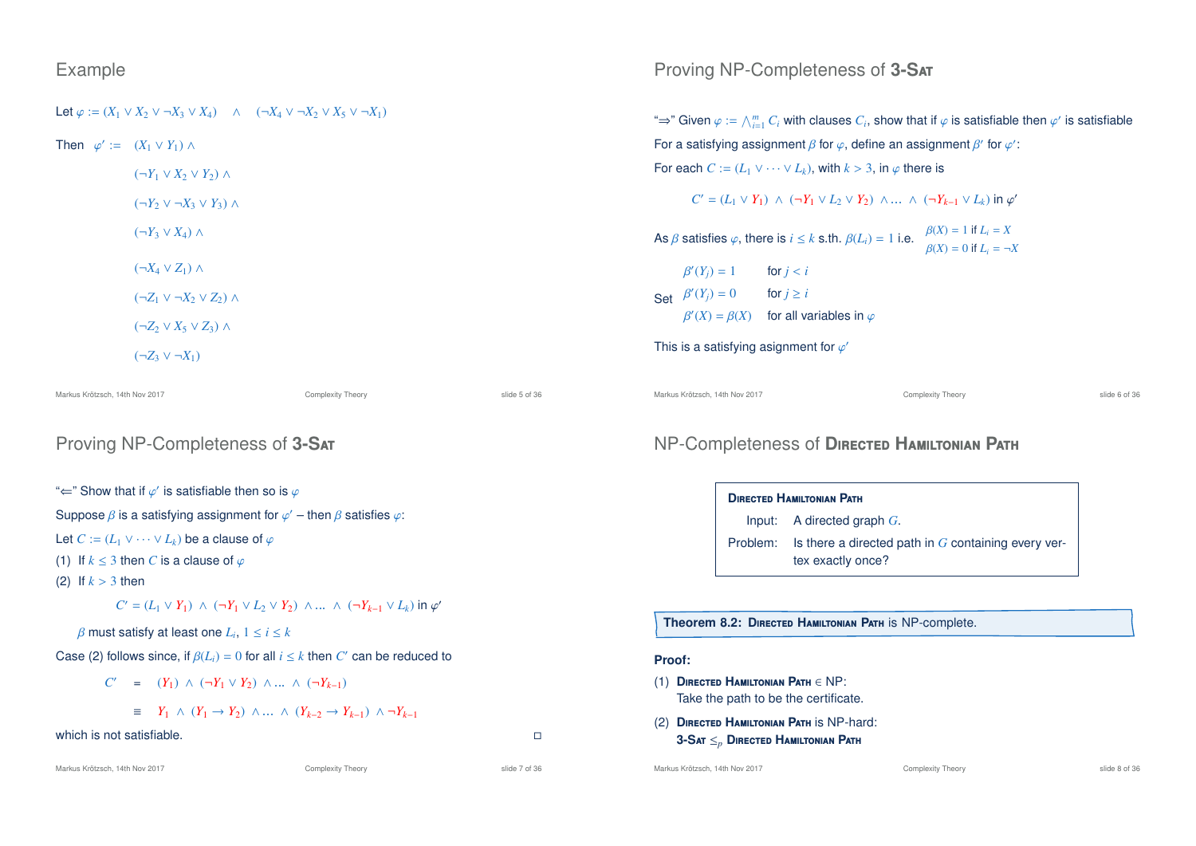## Example

Let $\varphi := (X_1 \vee X_2 \vee \neg X_3 \vee X_4) \quad \wedge \quad (\neg X_4 \vee \neg X_2 \vee X_5 \vee \neg X_1)$

Then

$$
\begin{aligned}
\varphi' := \quad & (X_1 \vee Y_1) \wedge \\
& (\neg Y_1 \vee X_2 \vee Y_2) \wedge \\
& (\neg Y_2 \vee \neg X_3 \vee Y_3) \wedge \\
& (\neg Y_3 \vee X_4) \wedge \\
& (\neg X_4 \vee Z_1) \wedge \\
& (\neg Z_1 \vee \neg X_2 \vee Z_2) \wedge \\
& (\neg Z_2 \vee X_5 \vee Z_3) \wedge \\
& (\neg Z_3 \vee \neg X_1)
\end{aligned}
$$

## Proving NP-Completeness of **3-Sat**

"⇒" Given $\varphi := \bigwedge_{i=1}^{m} C_i$ with clauses $C_i$, show that if $\varphi$ is satisfiable then $\varphi'$ is satisfiable

For a satisfying assignment $\beta$ for $\varphi$, define an assignment $\beta'$ for $\varphi'$:

For each $C := (L_1 \vee \cdots \vee L_k)$, with $k > 3$, in $\varphi$ there is

$$C' = (L_1 \vee Y_1) \wedge (\neg Y_1 \vee L_2 \vee Y_2) \wedge \ldots \wedge (\neg Y_{k-1} \vee L_k) \text{ in } \varphi'$$

As $\beta$ satisfies $\varphi$, there is $i \leq k$ s.th. $\beta(L_i) = 1$ i.e. $\beta(X) = 1$ if $L_i = X$; $\beta(X) = 0$ if $L_i = \neg X$

Set

- $\beta'(Y_j) = 1$ for $j < i$
- $\beta'(Y_j) = 0$ for $j \geq i$
- $\beta'(X) = \beta(X)$ for all variables in $\varphi$

This is a satisfying assignment for $\varphi'$

## Proving NP-Completeness of **3-Sat**

"⇐" Show that if $\varphi'$ is satisfiable then so is $\varphi$

Suppose $\beta$ is a satisfying assignment for $\varphi'$ – then $\beta$ satisfies $\varphi$:

Let $C := (L_1 \vee \cdots \vee L_k)$ be a clause of $\varphi$

(1) If $k \leq 3$ then $C$ is a clause of $\varphi$

(2) If $k > 3$ then

$$C' = (L_1 \vee Y_1) \wedge (\neg Y_1 \vee L_2 \vee Y_2) \wedge \ldots \wedge (\neg Y_{k-1} \vee L_k) \text{ in } \varphi'$$

$\beta$ must satisfy at least one $L_i$, $1 \leq i \leq k$

Case (2) follows since, if $\beta(L_i) = 0$ for all $i \leq k$ then $C'$ can be reduced to

$$
\begin{aligned}
C' &= (Y_1) \wedge (\neg Y_1 \vee Y_2) \wedge \ldots \wedge (\neg Y_{k-1}) \\
&\equiv Y_1 \wedge (Y_1 \to Y_2) \wedge \ldots \wedge (Y_{k-2} \to Y_{k-1}) \wedge \neg Y_{k-1}
\end{aligned}
$$

which is not satisfiable. □

## NP-Completeness of **Directed Hamiltonian Path**

**Directed Hamiltonian Path**

Input: A directed graph $G$.

Problem: Is there a directed path in $G$ containing every vertex exactly once?

**Theorem 8.2: Directed Hamiltonian Path** is NP-complete.

**Proof:**

(1) **Directed Hamiltonian Path** ∈ NP:
Take the path to be the certificate.

(2) **Directed Hamiltonian Path** is NP-hard:
**3-Sat** $\leq_p$ **Directed Hamiltonian Path**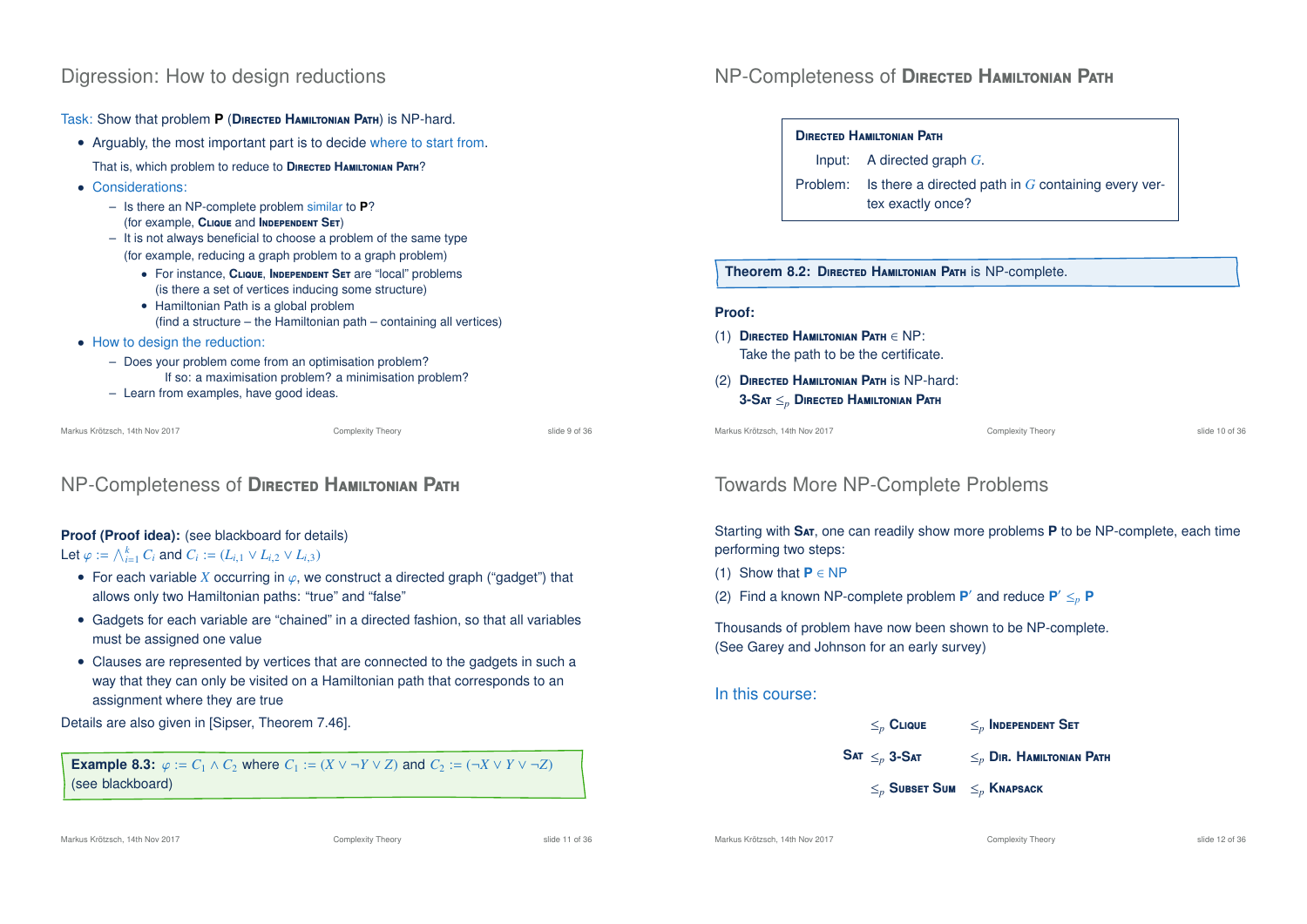## Digression: How to design reductions

Task: Show that problem **P** (**Directed Hamiltonian Path**) is NP-hard.

- Arguably, the most important part is to decide where to start from.

  That is, which problem to reduce to **Directed Hamiltonian Path**?

- Considerations:
  - Is there an NP-complete problem similar to **P**? (for example, **Clique** and **Independent Set**)
  - It is not always beneficial to choose a problem of the same type (for example, reducing a graph problem to a graph problem)
    - For instance, **Clique**, **Independent Set** are "local" problems (is there a set of vertices inducing some structure)
    - Hamiltonian Path is a global problem (find a structure – the Hamiltonian path – containing all vertices)

- How to design the reduction:
  - Does your problem come from an optimisation problem?
    If so: a maximisation problem? a minimisation problem?
  - Learn from examples, have good ideas.

## NP-Completeness of Directed Hamiltonian Path

**Directed Hamiltonian Path**

| | |
|---|---|
| Input: | A directed graph $G$. |
| Problem: | Is there a directed path in $G$ containing every vertex exactly once? |

**Theorem 8.2:** **Directed Hamiltonian Path** is NP-complete.

**Proof:**

(1) **Directed Hamiltonian Path** $\in$ NP:
Take the path to be the certificate.

(2) **Directed Hamiltonian Path** is NP-hard:
**3-Sat** $\leq_p$ **Directed Hamiltonian Path**

## NP-Completeness of Directed Hamiltonian Path

**Proof (Proof idea):** (see blackboard for details)
Let $\varphi := \bigwedge_{i=1}^{k} C_i$ and $C_i := (L_{i,1} \vee L_{i,2} \vee L_{i,3})$

- For each variable $X$ occurring in $\varphi$, we construct a directed graph ("gadget") that allows only two Hamiltonian paths: "true" and "false"
- Gadgets for each variable are "chained" in a directed fashion, so that all variables must be assigned one value
- Clauses are represented by vertices that are connected to the gadgets in such a way that they can only be visited on a Hamiltonian path that corresponds to an assignment where they are true

Details are also given in [Sipser, Theorem 7.46].

**Example 8.3:** $\varphi := C_1 \wedge C_2$ where $C_1 := (X \vee \neg Y \vee Z)$ and $C_2 := (\neg X \vee Y \vee \neg Z)$ (see blackboard)

## Towards More NP-Complete Problems

Starting with **Sat**, one can readily show more problems **P** to be NP-complete, each time performing two steps:

(1) Show that **P** $\in$ NP

(2) Find a known NP-complete problem **P**$'$ and reduce **P**$'$ $\leq_p$ **P**

Thousands of problem have now been shown to be NP-complete.
(See Garey and Johnson for an early survey)

In this course:

| | | |
|---|---|---|
| | $\leq_p$ **Clique** | $\leq_p$ **Independent Set** |
| **Sat** | $\leq_p$ **3-Sat** | $\leq_p$ **Dir. Hamiltonian Path** |
| | $\leq_p$ **Subset Sum** | $\leq_p$ **Knapsack** |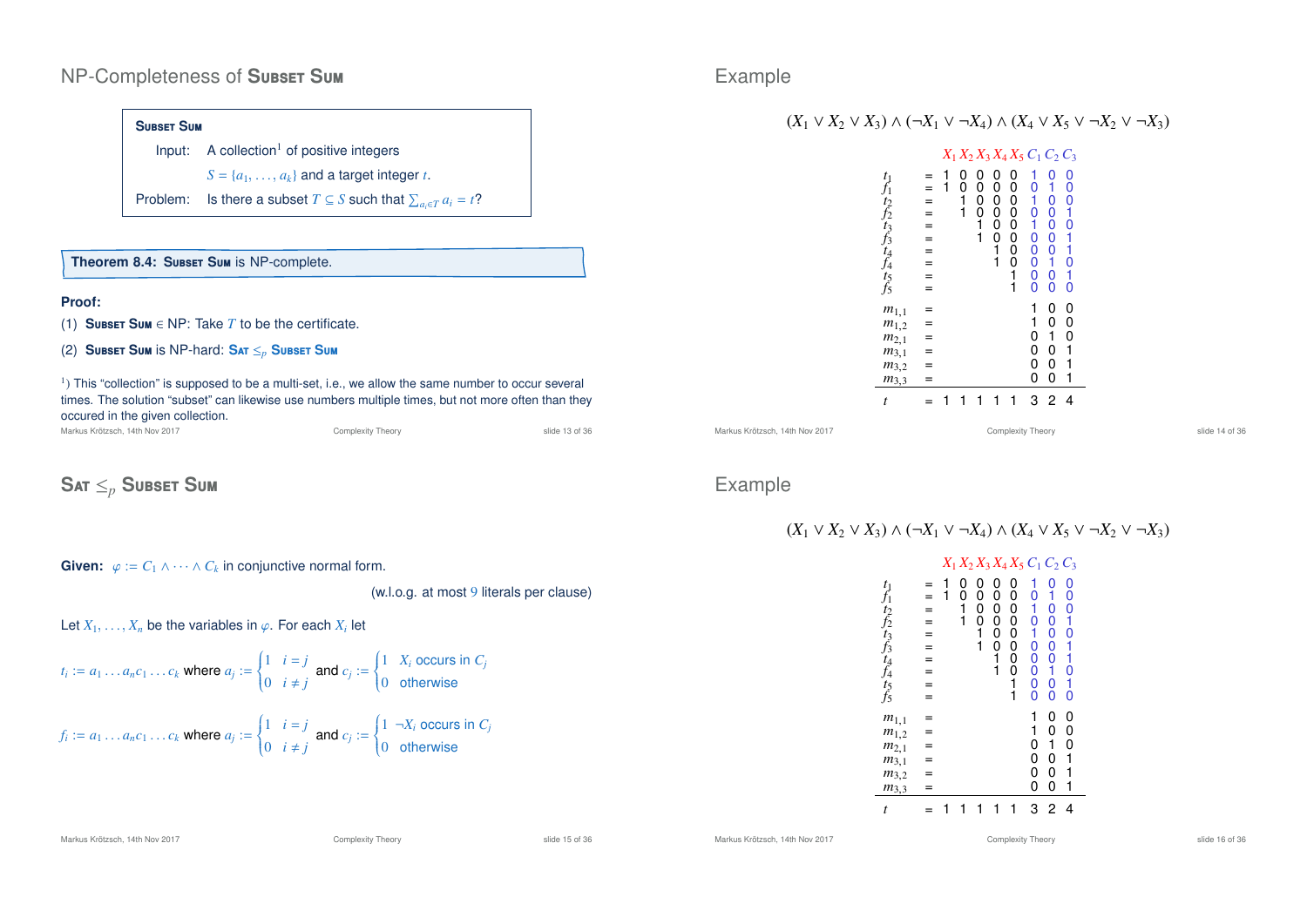## NP-Completeness of Subset Sum

**Subset Sum**

Input: A collection[1] of positive integers $S = \{a_1, \ldots, a_k\}$ and a target integer $t$.

Problem: Is there a subset $T \subseteq S$ such that $\sum_{a_i \in T} a_i = t$?

**Theorem 8.4: Subset Sum is NP-complete.**

**Proof:**

(1) **Subset Sum** $\in$ NP: Take $T$ to be the certificate.

(2) **Subset Sum** is NP-hard: **Sat** $\leq_p$ **Subset Sum**

[1]) This "collection" is supposed to be a multi-set, i.e., we allow the same number to occur several times. The solution "subset" can likewise use numbers multiple times, but not more often than they occured in the given collection.

## Example

$$(X_1 \vee X_2 \vee X_3) \wedge (\neg X_1 \vee \neg X_4) \wedge (X_4 \vee X_5 \vee \neg X_2 \vee \neg X_3)$$

| | | $X_1$ | $X_2$ | $X_3$ | $X_4$ | $X_5$ | $C_1$ | $C_2$ | $C_3$ |
|---|---|---|---|---|---|---|---|---|---|
| $t_1$ | = | 1 | 0 | 0 | 0 | 0 | 1 | 0 | 0 |
| $f_1$ | = | 1 | 0 | 0 | 0 | 0 | 0 | 1 | 0 |
| $t_2$ | = | | 1 | 0 | 0 | 0 | 1 | 0 | 0 |
| $f_2$ | = | | 1 | 0 | 0 | 0 | 0 | 0 | 1 |
| $t_3$ | = | | | 1 | 0 | 0 | 1 | 0 | 0 |
| $f_3$ | = | | | 1 | 0 | 0 | 0 | 0 | 1 |
| $t_4$ | = | | | | 1 | 0 | 0 | 0 | 1 |
| $f_4$ | = | | | | 1 | 0 | 0 | 1 | 0 |
| $t_5$ | = | | | | | 1 | 0 | 0 | 1 |
| $f_5$ | = | | | | | 1 | 0 | 0 | 0 |
| $m_{1,1}$ | = | | | | | | 1 | 0 | 0 |
| $m_{1,2}$ | = | | | | | | 1 | 0 | 0 |
| $m_{2,1}$ | = | | | | | | 0 | 1 | 0 |
| $m_{3,1}$ | = | | | | | | 0 | 0 | 1 |
| $m_{3,2}$ | = | | | | | | 0 | 0 | 1 |
| $m_{3,3}$ | = | | | | | | 0 | 0 | 1 |
| $t$ | = | 1 | 1 | 1 | 1 | 1 | 3 | 2 | 4 |

## Sat $\leq_p$ Subset Sum

**Given:** $\varphi := C_1 \wedge \cdots \wedge C_k$ in conjunctive normal form.

(w.l.o.g. at most 9 literals per clause)

Let $X_1, \ldots, X_n$ be the variables in $\varphi$. For each $X_i$ let

$$t_i := a_1 \ldots a_n c_1 \ldots c_k \text{ where } a_j := \begin{cases} 1 & i = j \\ 0 & i \neq j \end{cases} \text{ and } c_j := \begin{cases} 1 & X_i \text{ occurs in } C_j \\ 0 & \text{otherwise} \end{cases}$$

$$f_i := a_1 \ldots a_n c_1 \ldots c_k \text{ where } a_j := \begin{cases} 1 & i = j \\ 0 & i \neq j \end{cases} \text{ and } c_j := \begin{cases} 1 & \neg X_i \text{ occurs in } C_j \\ 0 & \text{otherwise} \end{cases}$$

## Example

$$(X_1 \vee X_2 \vee X_3) \wedge (\neg X_1 \vee \neg X_4) \wedge (X_4 \vee X_5 \vee \neg X_2 \vee \neg X_3)$$

| | | $X_1$ | $X_2$ | $X_3$ | $X_4$ | $X_5$ | $C_1$ | $C_2$ | $C_3$ |
|---|---|---|---|---|---|---|---|---|---|
| $t_1$ | = | 1 | 0 | 0 | 0 | 0 | 1 | 0 | 0 |
| $f_1$ | = | 1 | 0 | 0 | 0 | 0 | 0 | 1 | 0 |
| $t_2$ | = | | 1 | 0 | 0 | 0 | 1 | 0 | 0 |
| $f_2$ | = | | 1 | 0 | 0 | 0 | 0 | 0 | 1 |
| $t_3$ | = | | | 1 | 0 | 0 | 1 | 0 | 0 |
| $f_3$ | = | | | 1 | 0 | 0 | 0 | 0 | 1 |
| $t_4$ | = | | | | 1 | 0 | 0 | 0 | 1 |
| $f_4$ | = | | | | 1 | 0 | 0 | 1 | 0 |
| $t_5$ | = | | | | | 1 | 0 | 0 | 1 |
| $f_5$ | = | | | | | 1 | 0 | 0 | 0 |
| $m_{1,1}$ | = | | | | | | 1 | 0 | 0 |
| $m_{1,2}$ | = | | | | | | 1 | 0 | 0 |
| $m_{2,1}$ | = | | | | | | 0 | 1 | 0 |
| $m_{3,1}$ | = | | | | | | 0 | 0 | 1 |
| $m_{3,2}$ | = | | | | | | 0 | 0 | 1 |
| $m_{3,3}$ | = | | | | | | 0 | 0 | 1 |
| $t$ | = | 1 | 1 | 1 | 1 | 1 | 3 | 2 | 4 |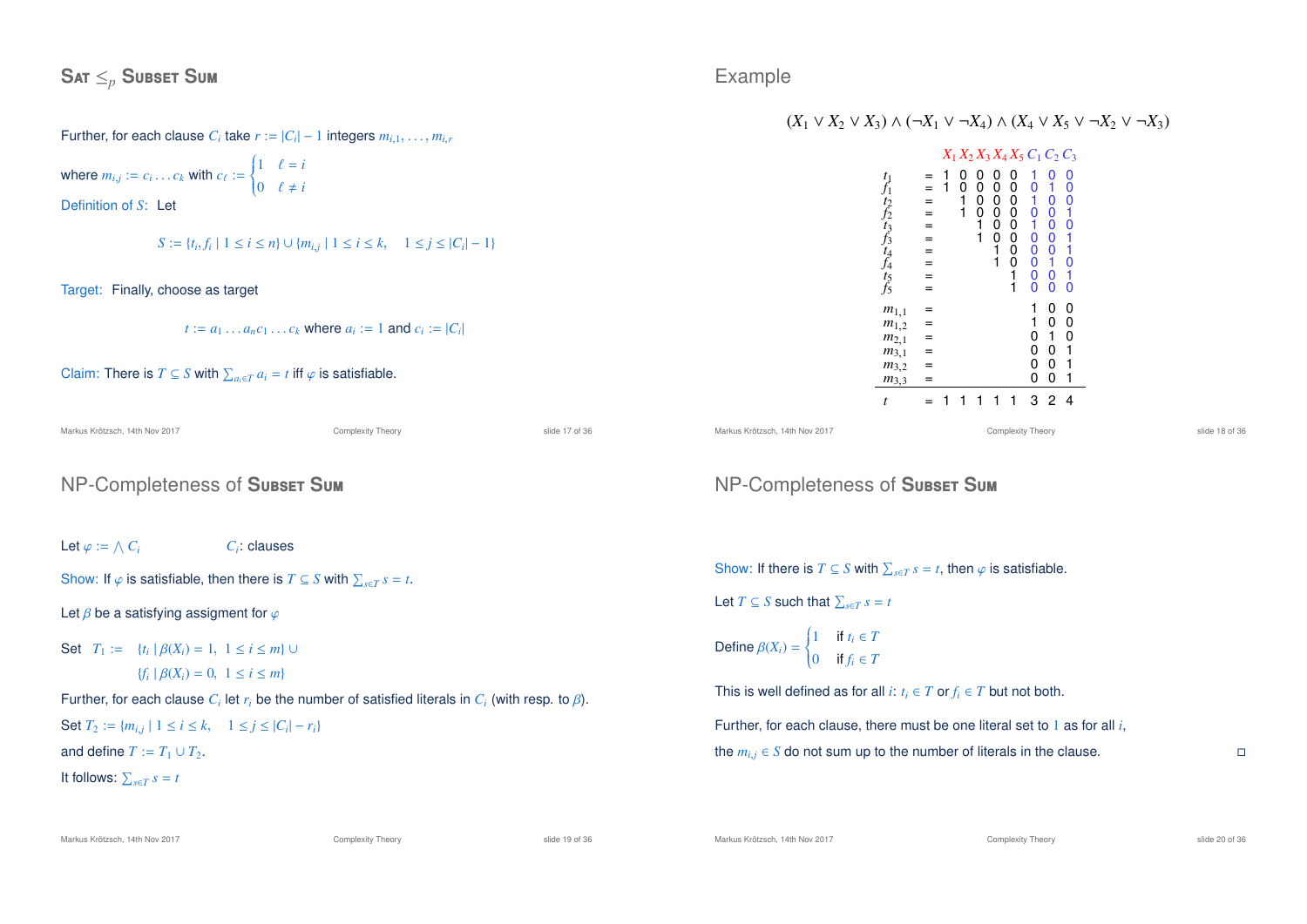## Sat $\leq_p$ Subset Sum

Further, for each clause $C_i$ take $r := |C_i| - 1$ integers $m_{i,1}, \ldots, m_{i,r}$

where $m_{i,j} := c_i \ldots c_k$ with $c_\ell := \begin{cases} 1 & \ell = i \\ 0 & \ell \neq i \end{cases}$

Definition of $S$: Let

$$S := \{t_i, f_i \mid 1 \leq i \leq n\} \cup \{m_{i,j} \mid 1 \leq i \leq k, \quad 1 \leq j \leq |C_i| - 1\}$$

Target: Finally, choose as target

$$t := a_1 \ldots a_n c_1 \ldots c_k \text{ where } a_i := 1 \text{ and } c_i := |C_i|$$

Claim: There is $T \subseteq S$ with $\sum_{a_i \in T} a_i = t$ iff $\varphi$ is satisfiable.

## Example

$$(X_1 \vee X_2 \vee X_3) \wedge (\neg X_1 \vee \neg X_4) \wedge (X_4 \vee X_5 \vee \neg X_2 \vee \neg X_3)$$

| | | $X_1$ | $X_2$ | $X_3$ | $X_4$ | $X_5$ | $C_1$ | $C_2$ | $C_3$ |
|---|---|---|---|---|---|---|---|---|---|
| $t_1$ | = | 1 | 0 | 0 | 0 | 0 | 1 | 0 | 0 |
| $f_1$ | = | 1 | 0 | 0 | 0 | 0 | 0 | 1 | 0 |
| $t_2$ | = | | 1 | 0 | 0 | 0 | 1 | 0 | 0 |
| $f_2$ | = | | 1 | 0 | 0 | 0 | 0 | 0 | 1 |
| $t_3$ | = | | | 1 | 0 | 0 | 1 | 0 | 0 |
| $f_3$ | = | | | 1 | 0 | 0 | 0 | 0 | 1 |
| $t_4$ | = | | | | 1 | 0 | 0 | 0 | 1 |
| $f_4$ | = | | | | 1 | 0 | 0 | 1 | 0 |
| $t_5$ | = | | | | | 1 | 0 | 0 | 1 |
| $f_5$ | = | | | | | 1 | 0 | 0 | 0 |
| $m_{1,1}$ | = | | | | | | 1 | 0 | 0 |
| $m_{1,2}$ | = | | | | | | 1 | 0 | 0 |
| $m_{2,1}$ | = | | | | | | 0 | 1 | 0 |
| $m_{3,1}$ | = | | | | | | 0 | 0 | 1 |
| $m_{3,2}$ | = | | | | | | 0 | 0 | 1 |
| $m_{3,3}$ | = | | | | | | 0 | 0 | 1 |
| $t$ | = | 1 | 1 | 1 | 1 | 1 | 3 | 2 | 4 |

## NP-Completeness of Subset Sum

Let $\varphi := \bigwedge C_i$ $\quad C_i$: clauses

Show: If $\varphi$ is satisfiable, then there is $T \subseteq S$ with $\sum_{s \in T} s = t$.

Let $\beta$ be a satisfying assigment for $\varphi$

Set $T_1 := \{t_i \mid \beta(X_i) = 1, \ 1 \leq i \leq m\} \cup \{f_i \mid \beta(X_i) = 0, \ 1 \leq i \leq m\}$

Further, for each clause $C_i$ let $r_i$ be the number of satisfied literals in $C_i$ (with resp. to $\beta$).

Set $T_2 := \{m_{i,j} \mid 1 \leq i \leq k, \quad 1 \leq j \leq |C_i| - r_i\}$

and define $T := T_1 \cup T_2$.

It follows: $\sum_{s \in T} s = t$

## NP-Completeness of Subset Sum

Show: If there is $T \subseteq S$ with $\sum_{s \in T} s = t$, then $\varphi$ is satisfiable.

Let $T \subseteq S$ such that $\sum_{s \in T} s = t$

Define $\beta(X_i) = \begin{cases} 1 & \text{if } t_i \in T \\ 0 & \text{if } f_i \in T \end{cases}$

This is well defined as for all $i$: $t_i \in T$ or $f_i \in T$ but not both.

Further, for each clause, there must be one literal set to $1$ as for all $i$,

the $m_{i,j} \in S$ do not sum up to the number of literals in the clause. □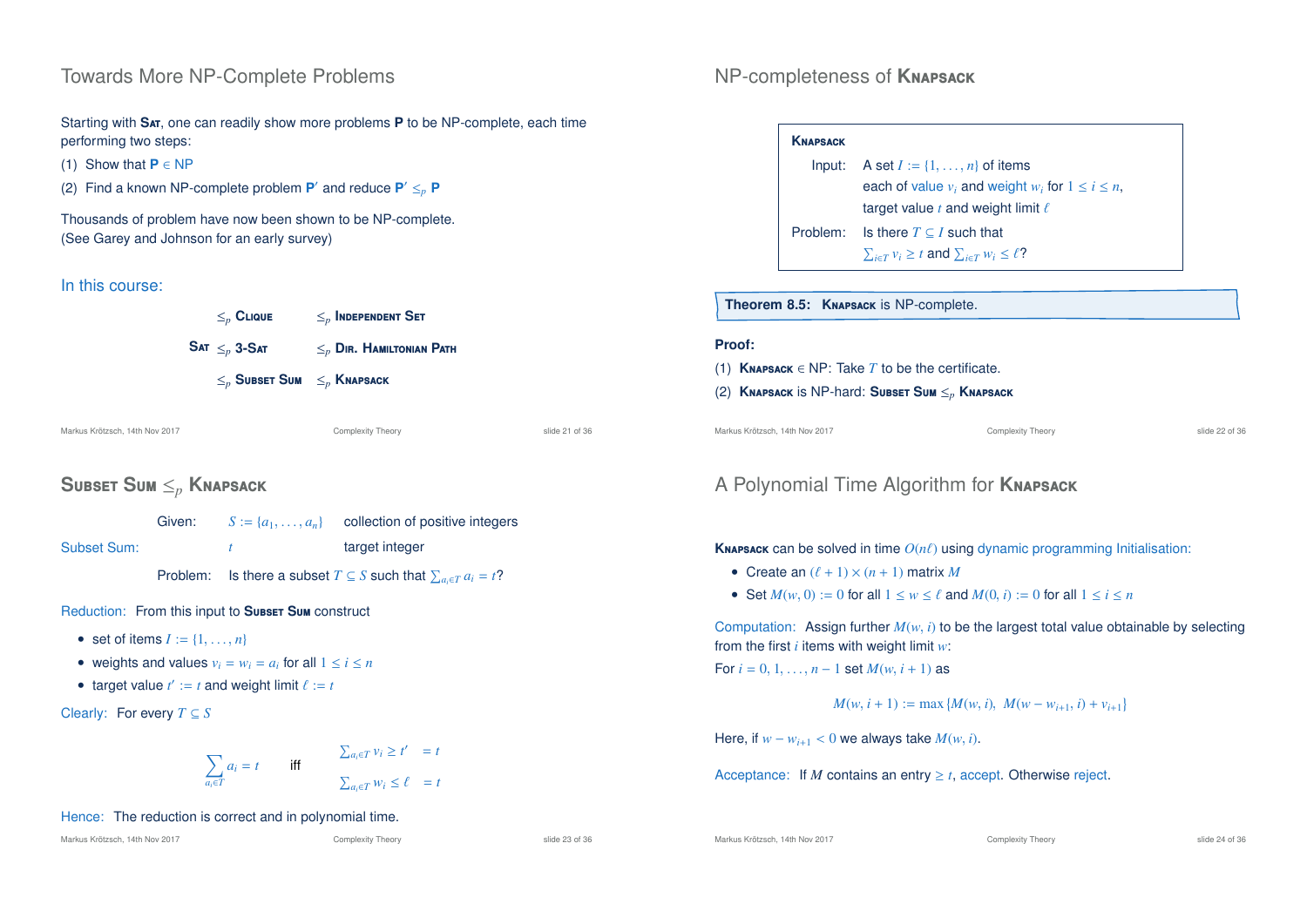## Towards More NP-Complete Problems

Starting with **Sat**, one can readily show more problems **P** to be NP-complete, each time performing two steps:

(1) Show that **P** $\in$ NP

(2) Find a known NP-complete problem **P′** and reduce **P′** $\leq_p$ **P**

Thousands of problem have now been shown to be NP-complete.
(See Garey and Johnson for an early survey)

### In this course:

| | | |
|---|---|---|
| | $\leq_p$ **Clique** | $\leq_p$ **Independent Set** |
| **Sat** $\leq_p$ **3-Sat** | | $\leq_p$ **Dir. Hamiltonian Path** |
| | $\leq_p$ **Subset Sum** | $\leq_p$ **Knapsack** |

## NP-completeness of Knapsack

**Knapsack**

Input: A set $I := \{1, \ldots, n\}$ of items
each of value $v_i$ and weight $w_i$ for $1 \leq i \leq n$,
target value $t$ and weight limit $\ell$

Problem: Is there $T \subseteq I$ such that
$\sum_{i \in T} v_i \geq t$ and $\sum_{i \in T} w_i \leq \ell$?

**Theorem 8.5:** **Knapsack** is NP-complete.

**Proof:**

(1) **Knapsack** $\in$ NP: Take $T$ to be the certificate.

(2) **Knapsack** is NP-hard: **Subset Sum** $\leq_p$ **Knapsack**

## Subset Sum $\leq_p$ Knapsack

Subset Sum:

Given: $S := \{a_1, \ldots, a_n\}$ collection of positive integers
$t$ target integer

Problem: Is there a subset $T \subseteq S$ such that $\sum_{a_i \in T} a_i = t$?

Reduction: From this input to **Subset Sum** construct

- set of items $I := \{1, \ldots, n\}$
- weights and values $v_i = w_i = a_i$ for all $1 \leq i \leq n$
- target value $t' := t$ and weight limit $\ell := t$

Clearly: For every $T \subseteq S$

$$\sum_{a_i \in T} a_i = t \quad \text{iff} \quad \begin{array}{ll} \sum_{a_i \in T} v_i \geq t' & = t \\ \sum_{a_i \in T} w_i \leq \ell & = t \end{array}$$

Hence: The reduction is correct and in polynomial time.

## A Polynomial Time Algorithm for Knapsack

**Knapsack** can be solved in time $O(n\ell)$ using dynamic programming Initialisation:

- Create an $(\ell + 1) \times (n + 1)$ matrix $M$
- Set $M(w, 0) := 0$ for all $1 \leq w \leq \ell$ and $M(0, i) := 0$ for all $1 \leq i \leq n$

Computation: Assign further $M(w, i)$ to be the largest total value obtainable by selecting from the first $i$ items with weight limit $w$:

For $i = 0, 1, \ldots, n - 1$ set $M(w, i + 1)$ as

$$M(w, i + 1) := \max\{M(w, i),\ M(w - w_{i+1}, i) + v_{i+1}\}$$

Here, if $w - w_{i+1} < 0$ we always take $M(w, i)$.

Acceptance: If $M$ contains an entry $\geq t$, accept. Otherwise reject.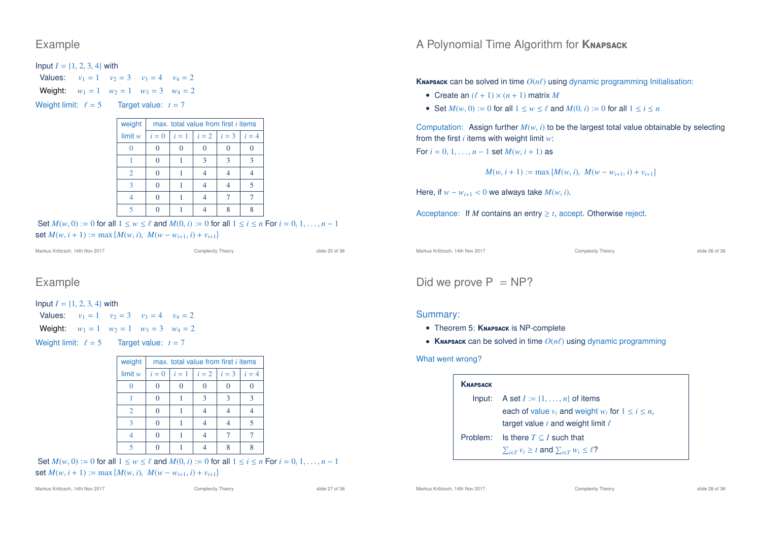## Example

Input $I = \{1, 2, 3, 4\}$ with

Values: $v_1 = 1$ $v_2 = 3$ $v_3 = 4$ $v_4 = 2$

Weight: $w_1 = 1$ $w_2 = 1$ $w_3 = 3$ $w_4 = 2$

Weight limit: $\ell = 5$ Target value: $t = 7$

| weight limit $w$ | max. total value from first $i$ items $i = 0$ | $i = 1$ | $i = 2$ | $i = 3$ | $i = 4$ |
|---|---|---|---|---|---|
| 0 | 0 | 0 | 0 | 0 | 0 |
| 1 | 0 | 1 | 3 | 3 | 3 |
| 2 | 0 | 1 | 4 | 4 | 4 |
| 3 | 0 | 1 | 4 | 4 | 5 |
| 4 | 0 | 1 | 4 | 7 | 7 |
| 5 | 0 | 1 | 4 | 8 | 8 |

Set $M(w, 0) := 0$ for all $1 \leq w \leq \ell$ and $M(0, i) := 0$ for all $1 \leq i \leq n$ For $i = 0, 1, \ldots, n - 1$ set $M(w, i + 1) := \max\{M(w, i),\ M(w - w_{i+1}, i) + v_{i+1}\}$

## A Polynomial Time Algorithm for Knapsack

**Knapsack** can be solved in time $O(n\ell)$ using dynamic programming Initialisation:

- Create an $(\ell + 1) \times (n + 1)$ matrix $M$
- Set $M(w, 0) := 0$ for all $1 \leq w \leq \ell$ and $M(0, i) := 0$ for all $1 \leq i \leq n$

Computation: Assign further $M(w, i)$ to be the largest total value obtainable by selecting from the first $i$ items with weight limit $w$:

For $i = 0, 1, \ldots, n - 1$ set $M(w, i + 1)$ as

$$M(w, i + 1) := \max\{M(w, i),\ M(w - w_{i+1}, i) + v_{i+1}\}$$

Here, if $w - w_{i+1} < 0$ we always take $M(w, i)$.

Acceptance: If $M$ contains an entry $\geq t$, accept. Otherwise reject.

## Example

Input $I = \{1, 2, 3, 4\}$ with

Values: $v_1 = 1$ $v_2 = 3$ $v_3 = 4$ $v_4 = 2$

Weight: $w_1 = 1$ $w_2 = 1$ $w_3 = 3$ $w_4 = 2$

Weight limit: $\ell = 5$ Target value: $t = 7$

| weight limit $w$ | max. total value from first $i$ items $i = 0$ | $i = 1$ | $i = 2$ | $i = 3$ | $i = 4$ |
|---|---|---|---|---|---|
| 0 | 0 | 0 | 0 | 0 | 0 |
| 1 | 0 | 1 | 3 | 3 | 3 |
| 2 | 0 | 1 | 4 | 4 | 4 |
| 3 | 0 | 1 | 4 | 4 | 5 |
| 4 | 0 | 1 | 4 | 7 | 7 |
| 5 | 0 | 1 | 4 | 8 | 8 |

Set $M(w, 0) := 0$ for all $1 \leq w \leq \ell$ and $M(0, i) := 0$ for all $1 \leq i \leq n$ For $i = 0, 1, \ldots, n - 1$ set $M(w, i + 1) := \max\{M(w, i),\ M(w - w_{i+1}, i) + v_{i+1}\}$

## Did we prove P = NP?

Summary:

- Theorem 5: **Knapsack** is NP-complete
- **Knapsack** can be solved in time $O(n\ell)$ using dynamic programming

What went wrong?

**Knapsack**

Input: A set $I := \{1, \ldots, n\}$ of items each of value $v_i$ and weight $w_i$ for $1 \leq i \leq n$, target value $t$ and weight limit $\ell$

Problem: Is there $T \subseteq I$ such that $\sum_{i \in T} v_i \geq t$ and $\sum_{i \in T} w_i \leq \ell$?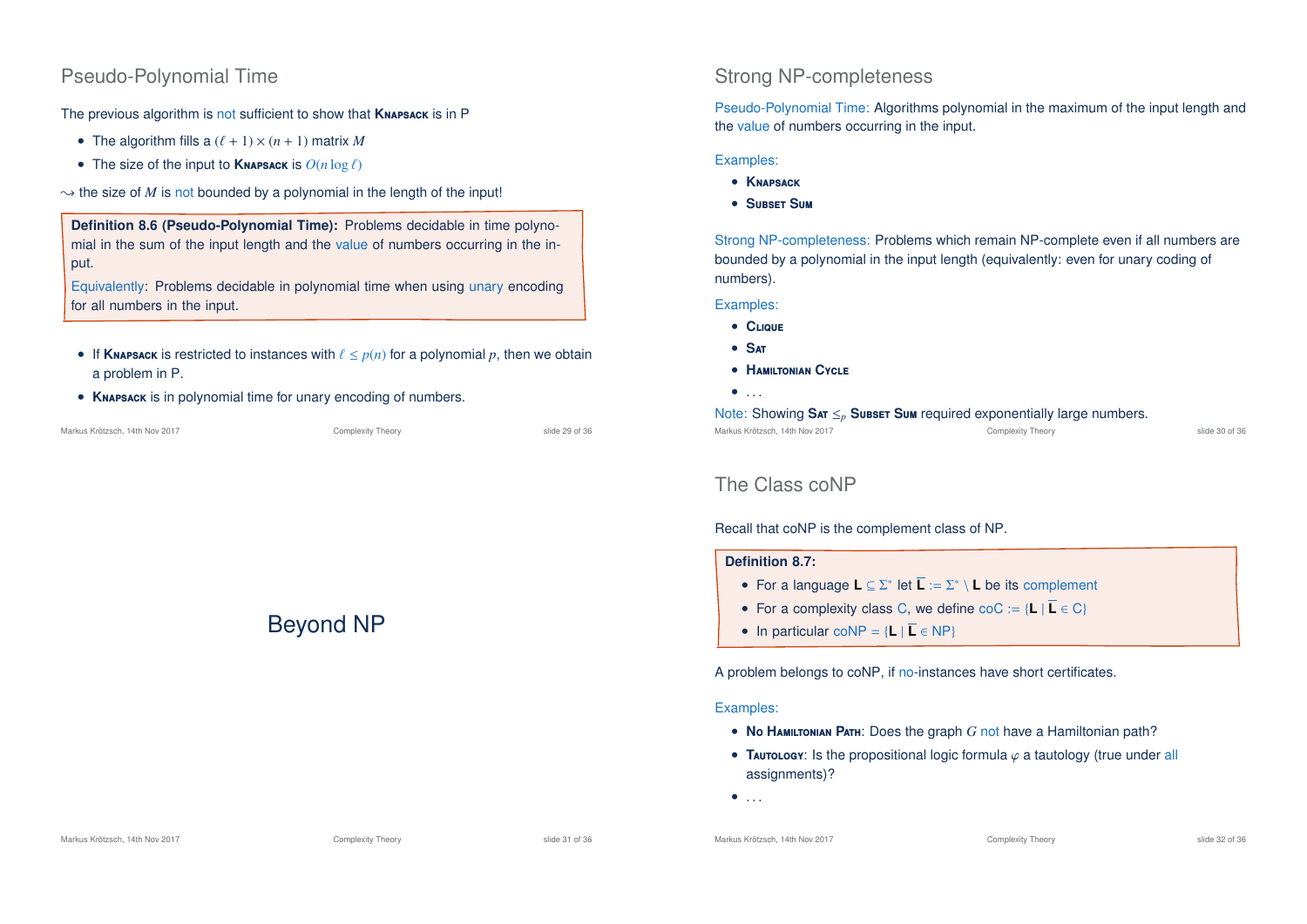## Pseudo-Polynomial Time

The previous algorithm is not sufficient to show that **Knapsack** is in P

- The algorithm fills a $(\ell + 1) \times (n + 1)$ matrix $M$
- The size of the input to **Knapsack** is $O(n \log \ell)$

$\leadsto$ the size of $M$ is not bounded by a polynomial in the length of the input!

> **Definition 8.6 (Pseudo-Polynomial Time):** Problems decidable in time polynomial in the sum of the input length and the value of numbers occurring in the input.
>
> Equivalently: Problems decidable in polynomial time when using unary encoding for all numbers in the input.

- If **Knapsack** is restricted to instances with $\ell \leq p(n)$ for a polynomial $p$, then we obtain a problem in P.
- **Knapsack** is in polynomial time for unary encoding of numbers.

## Strong NP-completeness

Pseudo-Polynomial Time: Algorithms polynomial in the maximum of the input length and the value of numbers occurring in the input.

Examples:

- **Knapsack**
- **Subset Sum**

Strong NP-completeness: Problems which remain NP-complete even if all numbers are bounded by a polynomial in the input length (equivalently: even for unary coding of numbers).

Examples:

- **Clique**
- **Sat**
- **Hamiltonian Cycle**
- ...

Note: Showing **Sat** $\leq_p$ **Subset Sum** required exponentially large numbers.

# Beyond NP

## The Class coNP

Recall that coNP is the complement class of NP.

> **Definition 8.7:**
>
> - For a language $\mathbf{L} \subseteq \Sigma^*$ let $\overline{\mathbf{L}} := \Sigma^* \setminus \mathbf{L}$ be its complement
> - For a complexity class C, we define coC $:= \{\mathbf{L} \mid \overline{\mathbf{L}} \in \text{C}\}$
> - In particular coNP $= \{\mathbf{L} \mid \overline{\mathbf{L}} \in \text{NP}\}$

A problem belongs to coNP, if no-instances have short certificates.

Examples:

- **No Hamiltonian Path**: Does the graph $G$ not have a Hamiltonian path?
- **Tautology**: Is the propositional logic formula $\varphi$ a tautology (true under all assignments)?
- ...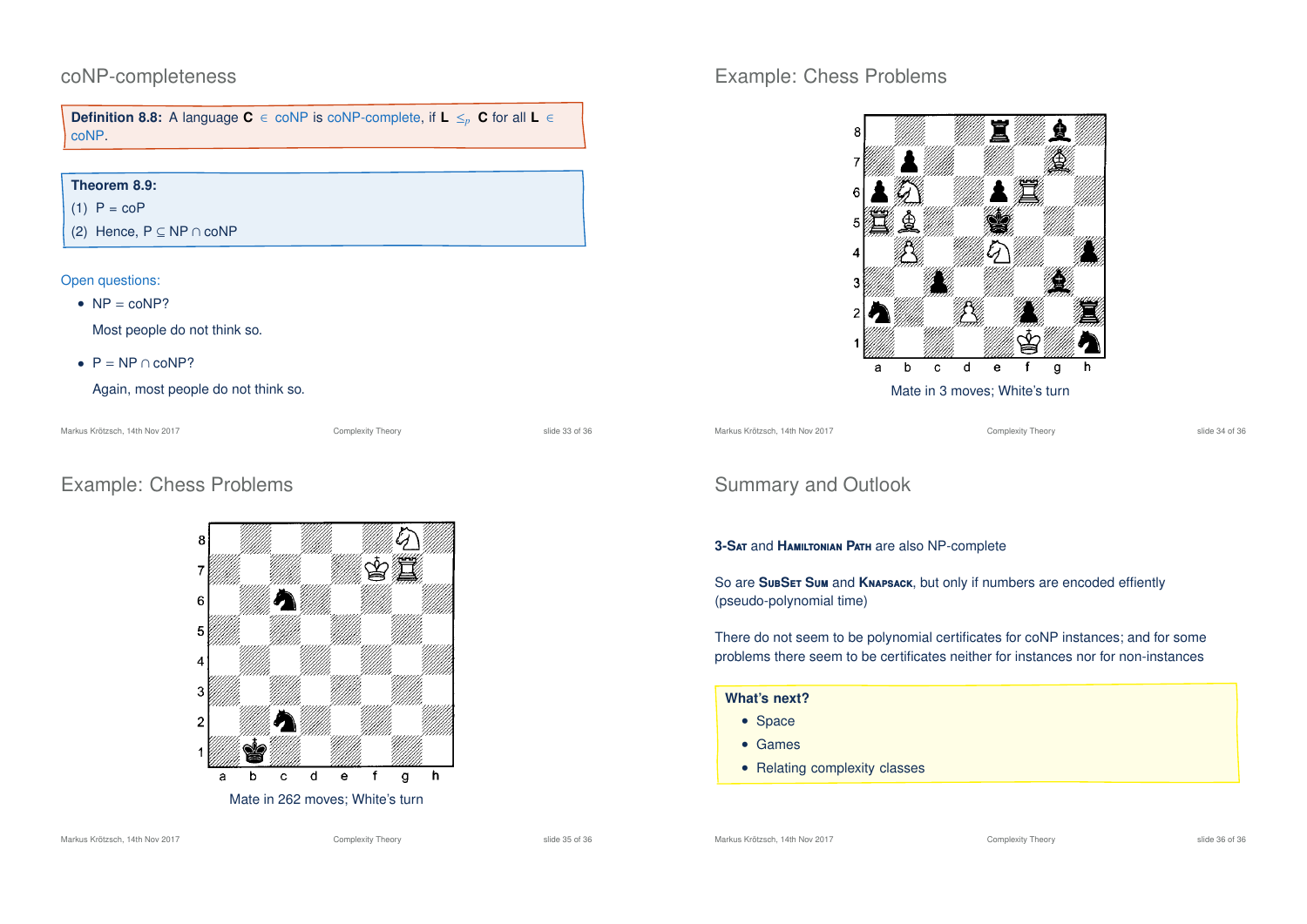## coNP-completeness

**Definition 8.8:** A language **C** ∈ coNP is coNP-complete, if **L** $\leq_p$ **C** for all **L** ∈ coNP.

**Theorem 8.9:**
(1) P = coP
(2) Hence, P ⊆ NP ∩ coNP

Open questions:

- NP = coNP?

  Most people do not think so.

- P = NP ∩ coNP?

  Again, most people do not think so.

## Example: Chess Problems

Mate in 3 moves; White's turn

## Example: Chess Problems

Mate in 262 moves; White's turn

## Summary and Outlook

**3-Sat** and **Hamiltonian Path** are also NP-complete

So are **SubSet Sum** and **Knapsack**, but only if numbers are encoded effiently (pseudo-polynomial time)

There do not seem to be polynomial certificates for coNP instances; and for some problems there seem to be certificates neither for instances nor for non-instances

**What's next?**

- Space
- Games
- Relating complexity classes